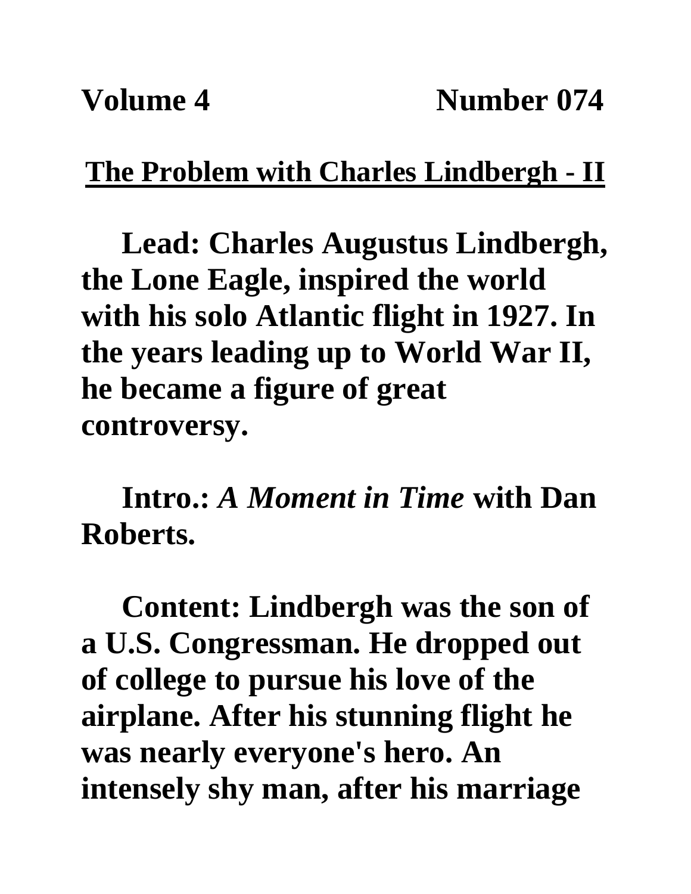**Volume 4 Number 074**

## The Problem with Charles Lindbergh - II

**Lead: Charles Augustus Lindbergh, the Lone Eagle, inspired the world with his solo Atlantic flight in 1927. In the years leading up to World War II, he became a figure of great controversy.**

**Intro.:** ***A Moment in Time*** **with Dan Roberts.**

**Content: Lindbergh was the son of a U.S. Congressman. He dropped out of college to pursue his love of the airplane. After his stunning flight he was nearly everyone's hero. An intensely shy man, after his marriage**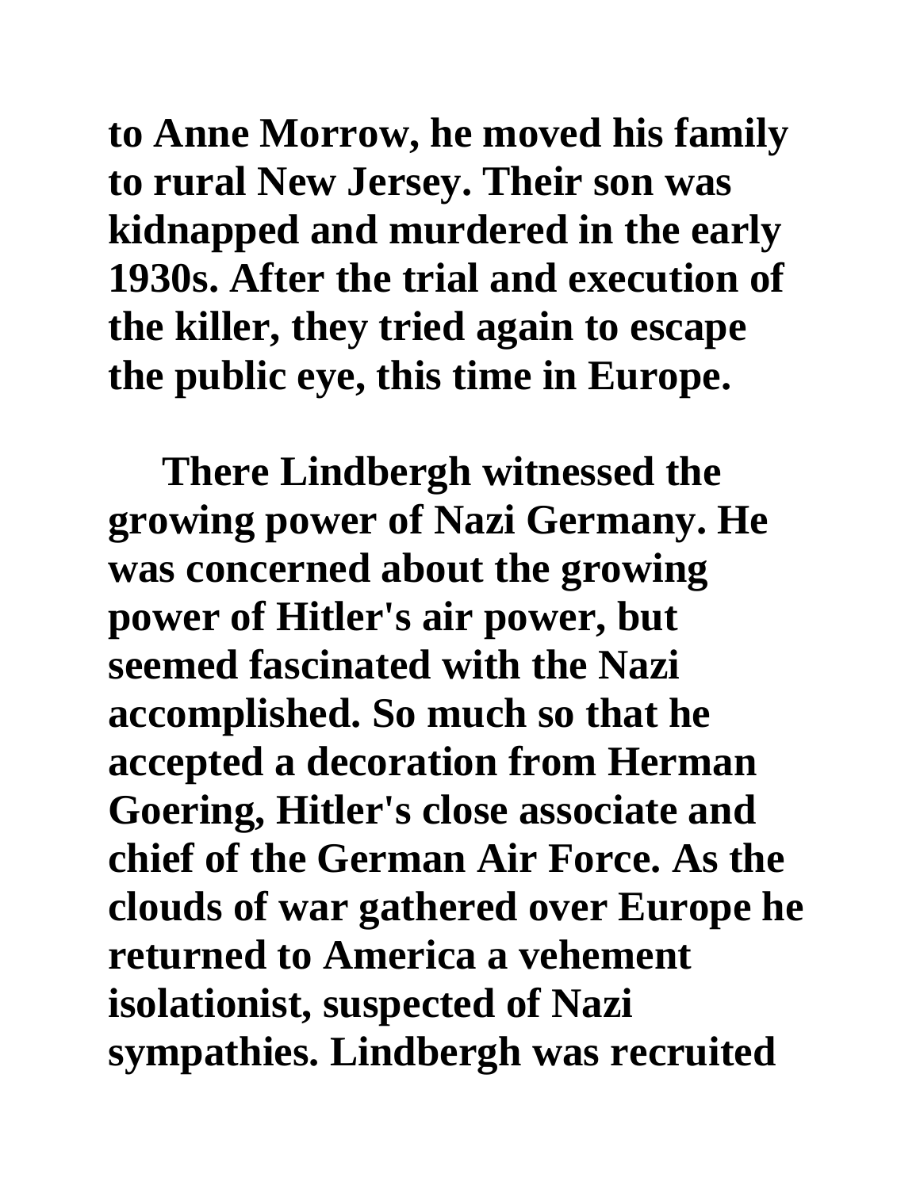**to Anne Morrow, he moved his family to rural New Jersey. Their son was kidnapped and murdered in the early 1930s. After the trial and execution of the killer, they tried again to escape the public eye, this time in Europe.**

**There Lindbergh witnessed the growing power of Nazi Germany. He was concerned about the growing power of Hitler's air power, but seemed fascinated with the Nazi accomplished. So much so that he accepted a decoration from Herman Goering, Hitler's close associate and chief of the German Air Force. As the clouds of war gathered over Europe he returned to America a vehement isolationist, suspected of Nazi sympathies. Lindbergh was recruited**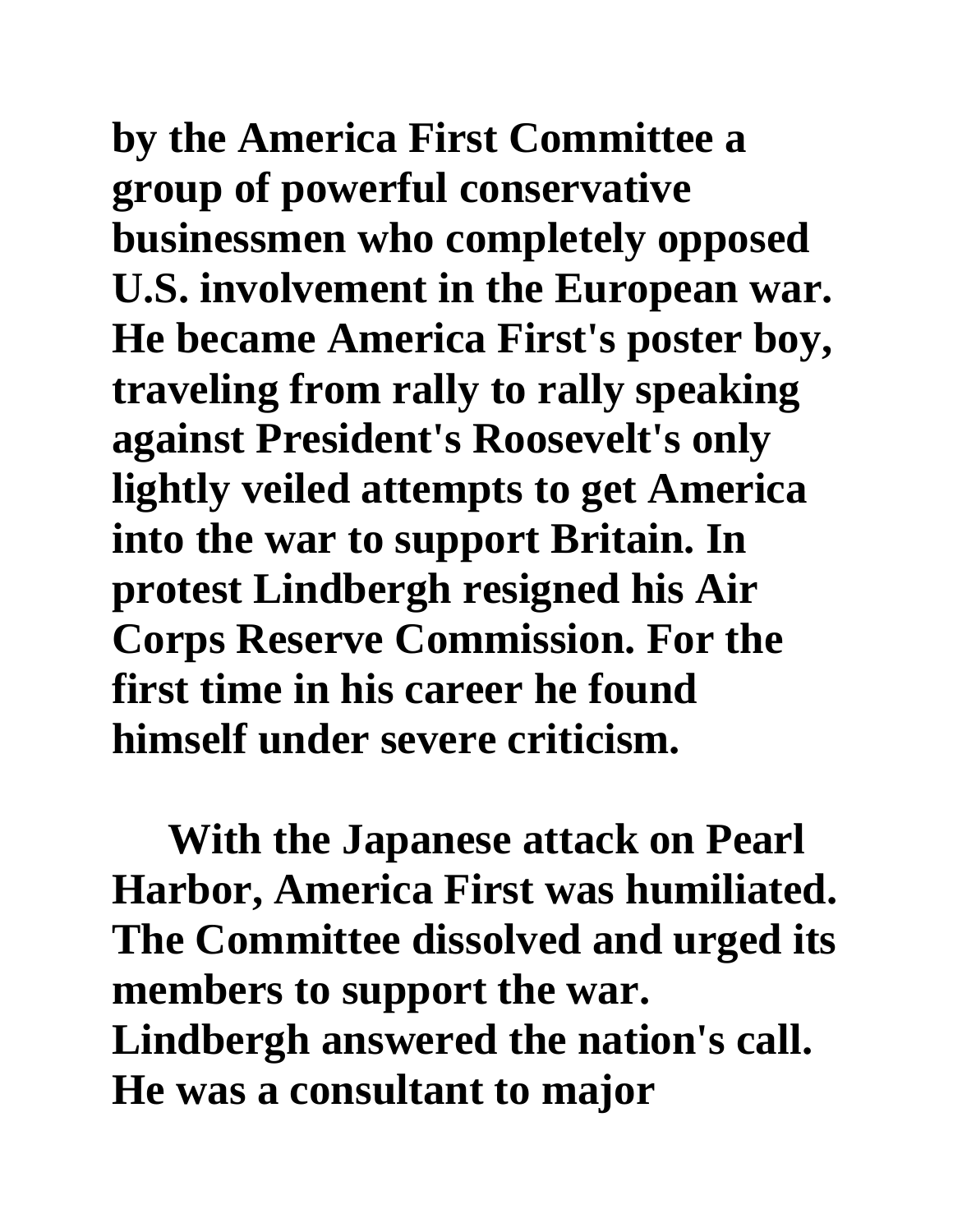**by the America First Committee a group of powerful conservative businessmen who completely opposed U.S. involvement in the European war. He became America First's poster boy, traveling from rally to rally speaking against President's Roosevelt's only lightly veiled attempts to get America into the war to support Britain. In protest Lindbergh resigned his Air Corps Reserve Commission. For the first time in his career he found himself under severe criticism.**

**With the Japanese attack on Pearl Harbor, America First was humiliated. The Committee dissolved and urged its members to support the war. Lindbergh answered the nation's call. He was a consultant to major**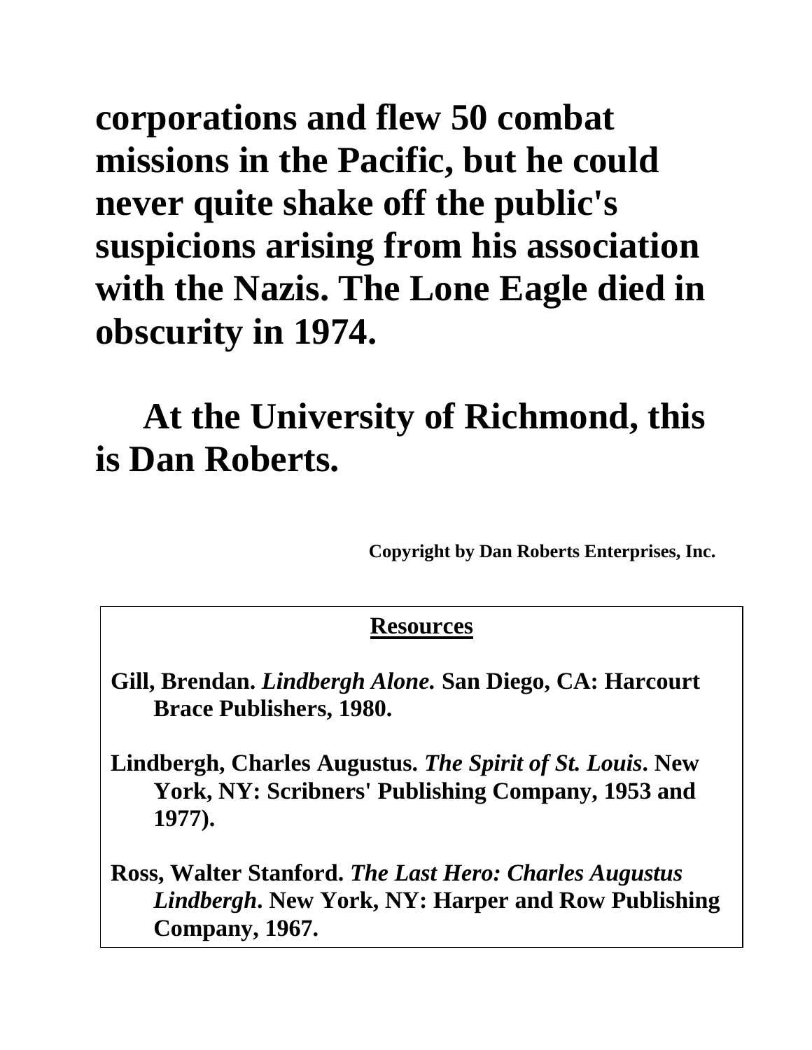**corporations and flew 50 combat missions in the Pacific, but he could never quite shake off the public's suspicions arising from his association with the Nazis. The Lone Eagle died in obscurity in 1974.**

**At the University of Richmond, this is Dan Roberts.**

**Copyright by Dan Roberts Enterprises, Inc.**

## Resources

**Gill, Brendan. *Lindbergh Alone.* San Diego, CA: Harcourt Brace Publishers, 1980.**

**Lindbergh, Charles Augustus. *The Spirit of St. Louis*. New York, NY: Scribners' Publishing Company, 1953 and 1977).**

**Ross, Walter Stanford. *The Last Hero: Charles Augustus Lindbergh*. New York, NY: Harper and Row Publishing Company, 1967.**